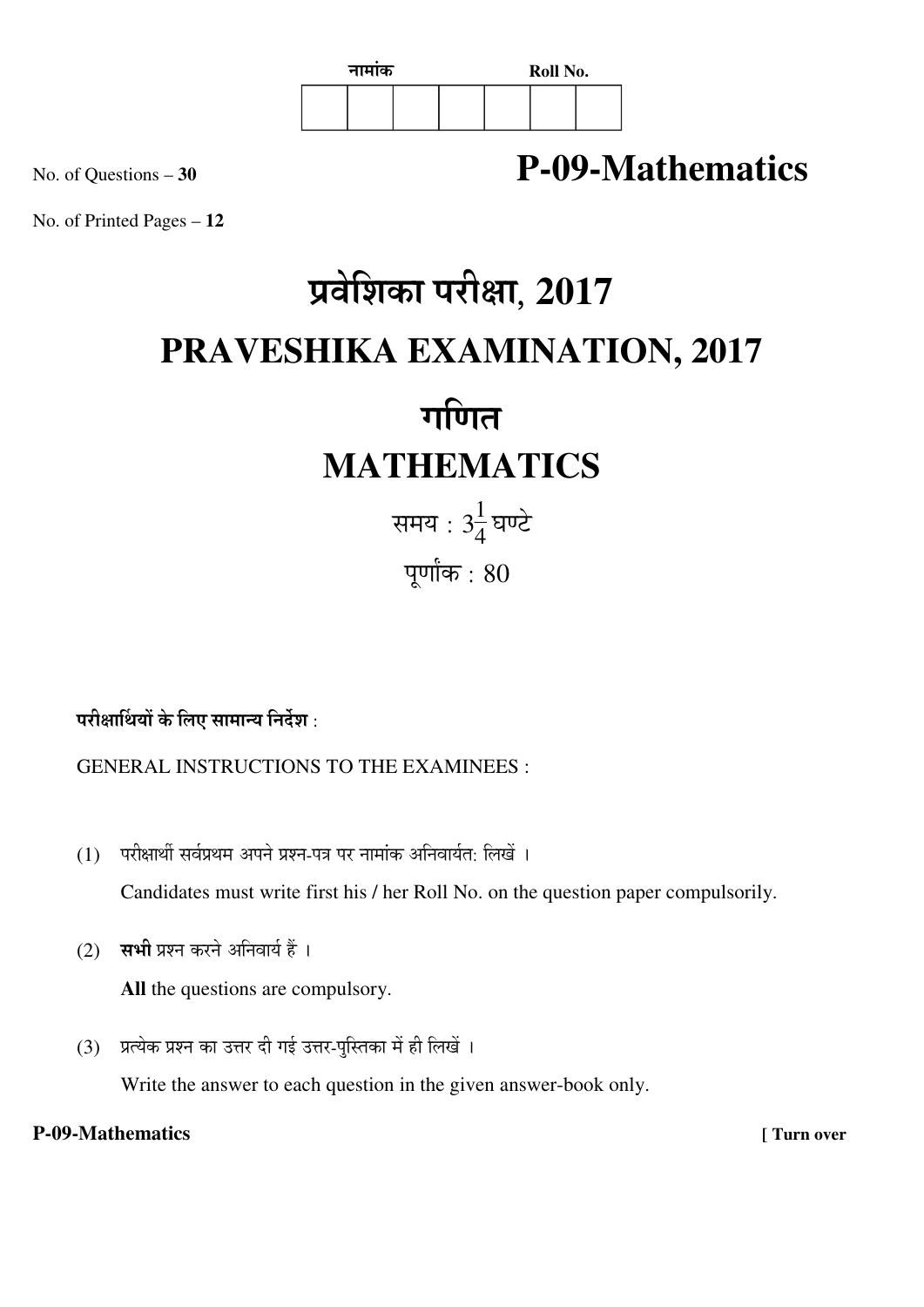| नामांक | | | | | | Roll No. |
|---|---|---|---|---|---|---|
| | | | | | | |

No. of Questions – **30**

# P-09-Mathematics

No. of Printed Pages – **12**

# प्रवेशिका परीक्षा, 2017

# PRAVESHIKA EXAMINATION, 2017

# गणित

# MATHEMATICS

समय : $3\frac{1}{4}$ घण्टे

पूर्णांक : 80

**परीक्षार्थियों के लिए सामान्य निर्देश :**

GENERAL INSTRUCTIONS TO THE EXAMINEES :

(1) परीक्षार्थी सर्वप्रथम अपने प्रश्न-पत्र पर नामांक अनिवार्यत: लिखें ।

Candidates must write first his / her Roll No. on the question paper compulsorily.

(2) **सभी** प्रश्न करने अनिवार्य हैं ।

**All** the questions are compulsory.

(3) प्रत्येक प्रश्न का उत्तर दी गई उत्तर-पुस्तिका में ही लिखें ।

Write the answer to each question in the given answer-book only.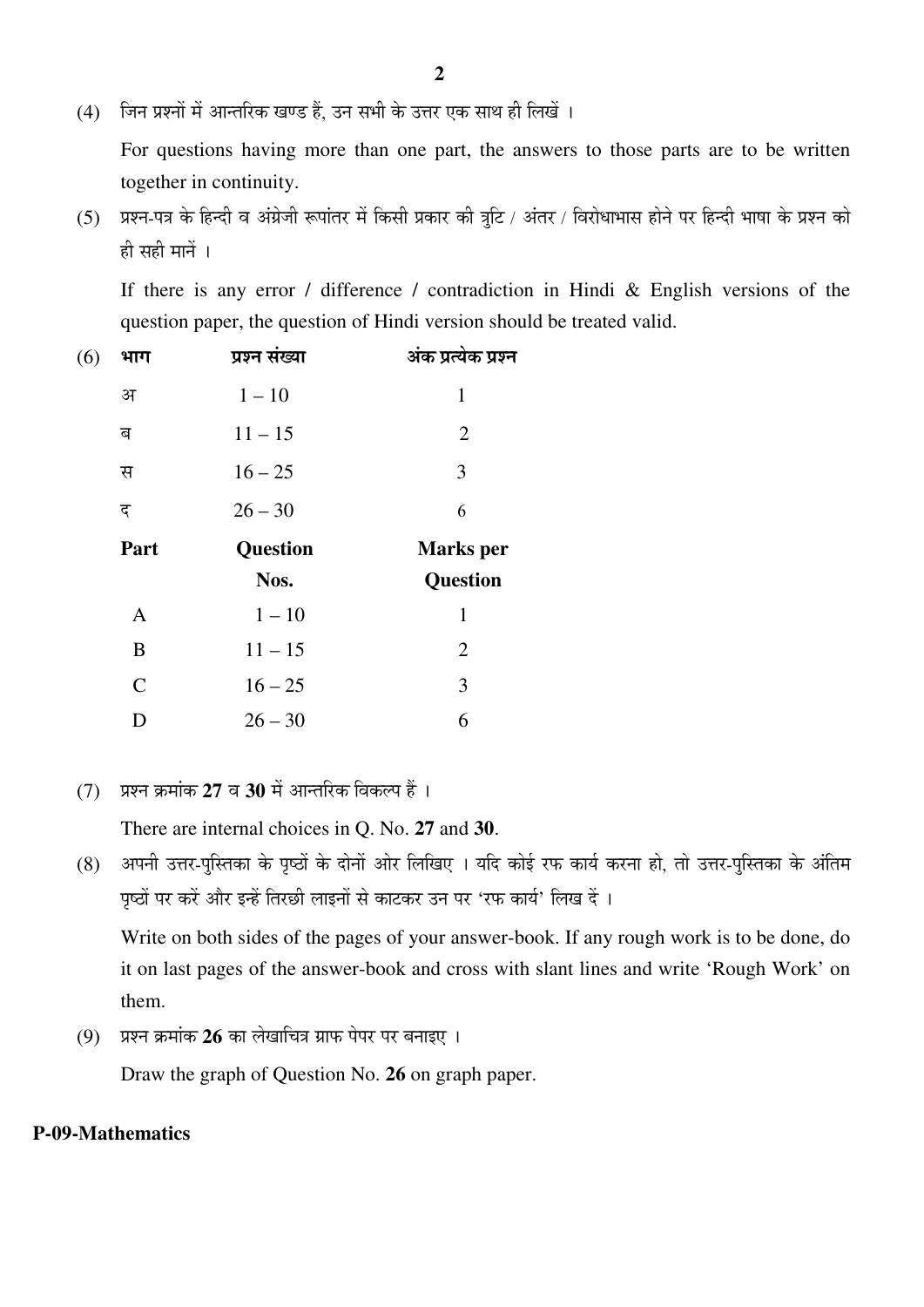(4) जिन प्रश्नों में आन्तरिक खण्ड हैं, उन सभी के उत्तर एक साथ ही लिखें ।

For questions having more than one part, the answers to those parts are to be written together in continuity.

(5) प्रश्न-पत्र के हिन्दी व अंग्रेजी रूपांतर में किसी प्रकार की त्रुटि / अंतर / विरोधाभास होने पर हिन्दी भाषा के प्रश्न को ही सही मानें ।

If there is any error / difference / contradiction in Hindi & English versions of the question paper, the question of Hindi version should be treated valid.

(6)

| **भाग** | **प्रश्न संख्या** | **अंक प्रत्येक प्रश्न** |
|---|---|---|
| अ | 1 – 10 | 1 |
| ब | 11 – 15 | 2 |
| स | 16 – 25 | 3 |
| द | 26 – 30 | 6 |

| **Part** | **Question Nos.** | **Marks per Question** |
|---|---|---|
| A | 1 – 10 | 1 |
| B | 11 – 15 | 2 |
| C | 16 – 25 | 3 |
| D | 26 – 30 | 6 |

(7) प्रश्न क्रमांक **27** व **30** में आन्तरिक विकल्प हैं ।

There are internal choices in Q. No. **27** and **30**.

(8) अपनी उत्तर-पुस्तिका के पृष्ठों के दोनों ओर लिखिए । यदि कोई रफ कार्य करना हो, तो उत्तर-पुस्तिका के अंतिम पृष्ठों पर करें और इन्हें तिरछी लाइनों से काटकर उन पर 'रफ कार्य' लिख दें ।

Write on both sides of the pages of your answer-book. If any rough work is to be done, do it on last pages of the answer-book and cross with slant lines and write 'Rough Work' on them.

(9) प्रश्न क्रमांक **26** का लेखाचित्र ग्राफ पेपर पर बनाइए ।

Draw the graph of Question No. **26** on graph paper.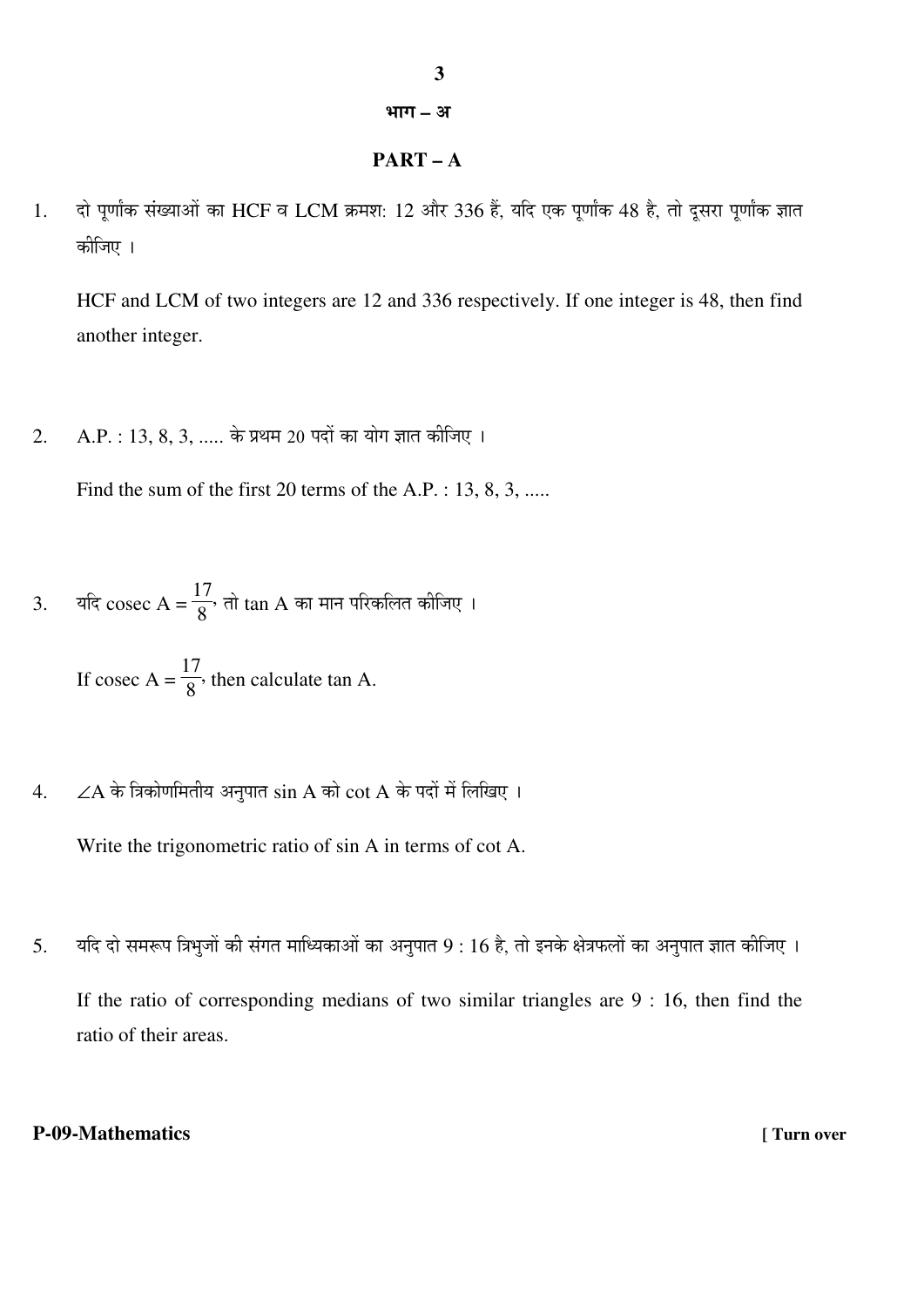## भाग – अ

## PART – A

1. दो पूर्णांक संख्याओं का HCF व LCM क्रमशः 12 और 336 हैं, यदि एक पूर्णांक 48 है, तो दूसरा पूर्णांक ज्ञात कीजिए ।

   HCF and LCM of two integers are 12 and 336 respectively. If one integer is 48, then find another integer.

2. A.P. : 13, 8, 3, ..... के प्रथम 20 पदों का योग ज्ञात कीजिए ।

   Find the sum of the first 20 terms of the A.P. : 13, 8, 3, .....

3. यदि $\operatorname{cosec} A = \frac{17}{8}$, तो tan A का मान परिकलित कीजिए ।

   If $\operatorname{cosec} A = \frac{17}{8}$, then calculate tan A.

4. $\angle A$ के त्रिकोणमितीय अनुपात sin A को cot A के पदों में लिखिए ।

   Write the trigonometric ratio of sin A in terms of cot A.

5. यदि दो समरूप त्रिभुजों की संगत माध्यिकाओं का अनुपात 9 : 16 है, तो इनके क्षेत्रफलों का अनुपात ज्ञात कीजिए ।

   If the ratio of corresponding medians of two similar triangles are 9 : 16, then find the ratio of their areas.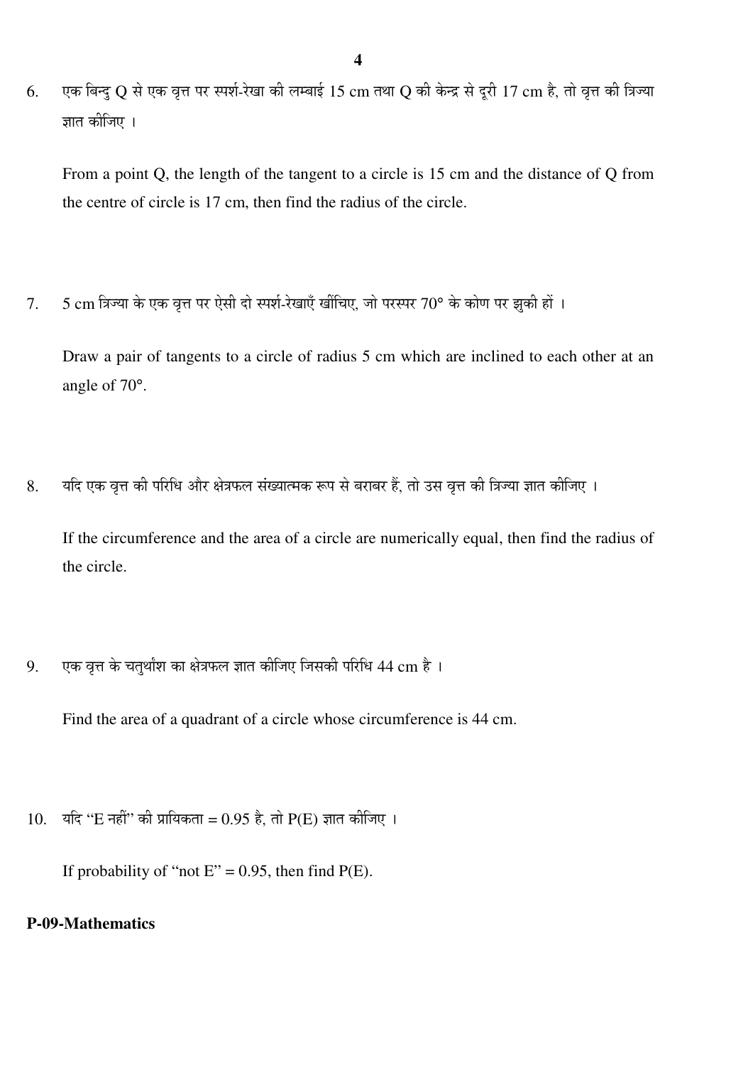6. एक बिन्दु Q से एक वृत्त पर स्पर्श-रेखा की लम्बाई 15 cm तथा Q की केन्द्र से दूरी 17 cm है, तो वृत्त की त्रिज्या ज्ञात कीजिए ।

   From a point Q, the length of the tangent to a circle is 15 cm and the distance of Q from the centre of circle is 17 cm, then find the radius of the circle.

7. 5 cm त्रिज्या के एक वृत्त पर ऐसी दो स्पर्श-रेखाएँ खींचिए, जो परस्पर 70° के कोण पर झुकी हों ।

   Draw a pair of tangents to a circle of radius 5 cm which are inclined to each other at an angle of 70°.

8. यदि एक वृत्त की परिधि और क्षेत्रफल संख्यात्मक रूप से बराबर हैं, तो उस वृत्त की त्रिज्या ज्ञात कीजिए ।

   If the circumference and the area of a circle are numerically equal, then find the radius of the circle.

9. एक वृत्त के चतुर्थांश का क्षेत्रफल ज्ञात कीजिए जिसकी परिधि 44 cm है ।

   Find the area of a quadrant of a circle whose circumference is 44 cm.

10. यदि "E नहीं" की प्रायिकता = 0.95 है, तो P(E) ज्ञात कीजिए ।

    If probability of "not E" = 0.95, then find P(E).

**P-09-Mathematics**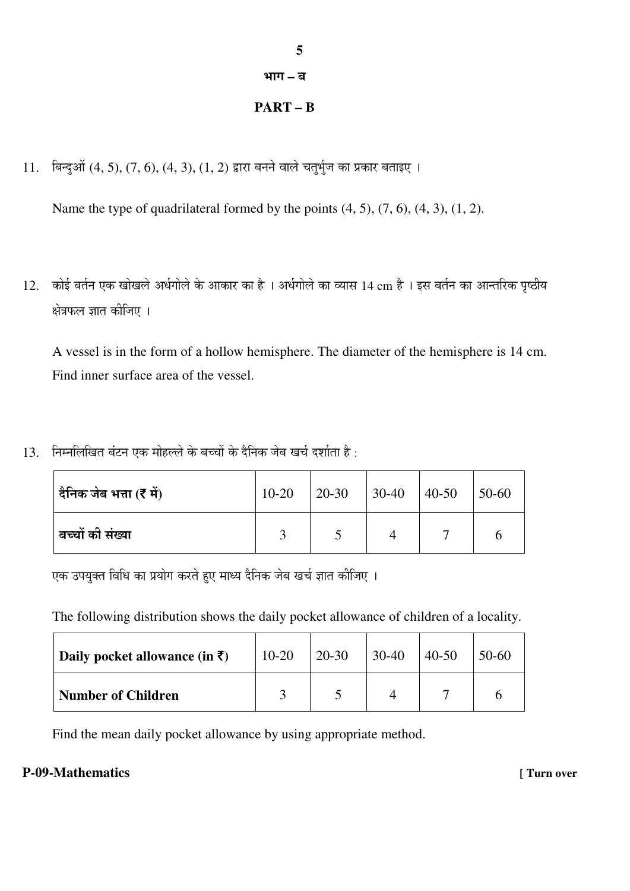## भाग – ब

## PART – B

11. बिन्दुओं (4, 5), (7, 6), (4, 3), (1, 2) द्वारा बनने वाले चतुर्भुज का प्रकार बताइए ।

    Name the type of quadrilateral formed by the points (4, 5), (7, 6), (4, 3), (1, 2).

12. कोई बर्तन एक खोखले अर्धगोले के आकार का है । अर्धगोले का व्यास 14 cm है । इस बर्तन का आन्तरिक पृष्ठीय क्षेत्रफल ज्ञात कीजिए ।

    A vessel is in the form of a hollow hemisphere. The diameter of the hemisphere is 14 cm. Find inner surface area of the vessel.

13. निम्नलिखित बंटन एक मोहल्ले के बच्चों के दैनिक जेब खर्च दर्शाता है :

| **दैनिक जेब भत्ता (₹ में)** | 10-20 | 20-30 | 30-40 | 40-50 | 50-60 |
|---|---|---|---|---|---|
| **बच्चों की संख्या** | 3 | 5 | 4 | 7 | 6 |

एक उपयुक्त विधि का प्रयोग करते हुए माध्य दैनिक जेब खर्च ज्ञात कीजिए ।

The following distribution shows the daily pocket allowance of children of a locality.

| **Daily pocket allowance (in ₹)** | 10-20 | 20-30 | 30-40 | 40-50 | 50-60 |
|---|---|---|---|---|---|
| **Number of Children** | 3 | 5 | 4 | 7 | 6 |

Find the mean daily pocket allowance by using appropriate method.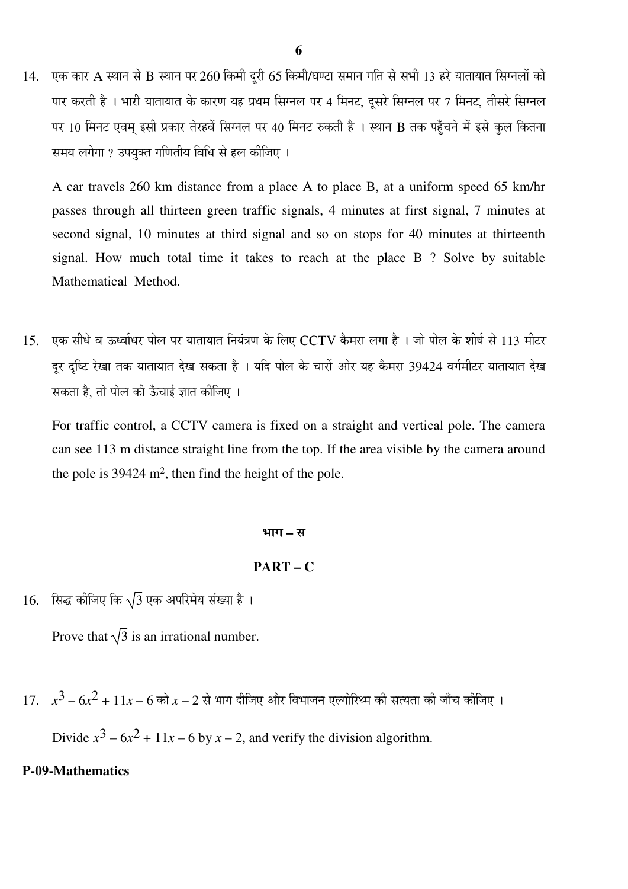14. एक कार A स्थान से B स्थान पर 260 किमी दूरी 65 किमी/घण्टा समान गति से सभी 13 हरे यातायात सिग्नलों को पार करती है । भारी यातायात के कारण यह प्रथम सिग्नल पर 4 मिनट, दूसरे सिग्नल पर 7 मिनट, तीसरे सिग्नल पर 10 मिनट एवम् इसी प्रकार तेरहवें सिग्नल पर 40 मिनट रुकती है । स्थान B तक पहुँचने में इसे कुल कितना समय लगेगा ? उपयुक्त गणितीय विधि से हल कीजिए ।

    A car travels 260 km distance from a place A to place B, at a uniform speed 65 km/hr passes through all thirteen green traffic signals, 4 minutes at first signal, 7 minutes at second signal, 10 minutes at third signal and so on stops for 40 minutes at thirteenth signal. How much total time it takes to reach at the place B ? Solve by suitable Mathematical Method.

15. एक सीधे व ऊर्ध्वाधर पोल पर यातायात नियंत्रण के लिए CCTV कैमरा लगा है । जो पोल के शीर्ष से 113 मीटर दूर दृष्टि रेखा तक यातायात देख सकता है । यदि पोल के चारों ओर यह कैमरा 39424 वर्गमीटर यातायात देख सकता है, तो पोल की ऊँचाई ज्ञात कीजिए ।

    For traffic control, a CCTV camera is fixed on a straight and vertical pole. The camera can see 113 m distance straight line from the top. If the area visible by the camera around the pole is 39424 m$^2$, then find the height of the pole.

## भाग – स

## PART – C

16. सिद्ध कीजिए कि $\sqrt{3}$ एक अपरिमेय संख्या है ।

    Prove that $\sqrt{3}$ is an irrational number.

17. $x^3 - 6x^2 + 11x - 6$ को $x - 2$ से भाग दीजिए और विभाजन एल्गोरिथ्म की सत्यता की जाँच कीजिए ।

    Divide $x^3 - 6x^2 + 11x - 6$ by $x - 2$, and verify the division algorithm.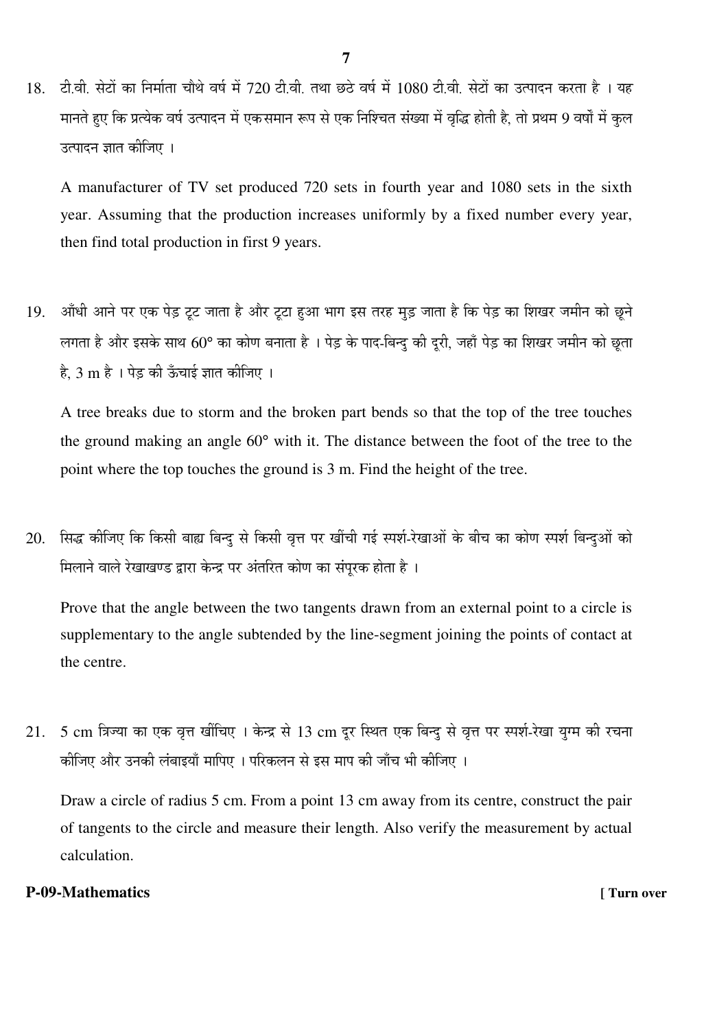18. टी.वी. सेटों का निर्माता चौथे वर्ष में 720 टी.वी. तथा छठे वर्ष में 1080 टी.वी. सेटों का उत्पादन करता है । यह मानते हुए कि प्रत्येक वर्ष उत्पादन में एकसमान रूप से एक निश्चित संख्या में वृद्धि होती है, तो प्रथम 9 वर्षों में कुल उत्पादन ज्ञात कीजिए ।

    A manufacturer of TV set produced 720 sets in fourth year and 1080 sets in the sixth year. Assuming that the production increases uniformly by a fixed number every year, then find total production in first 9 years.

19. आँधी आने पर एक पेड़ टूट जाता है और टूटा हुआ भाग इस तरह मुड़ जाता है कि पेड़ का शिखर जमीन को छूने लगता है और इसके साथ $60°$ का कोण बनाता है । पेड़ के पाद-बिन्दु की दूरी, जहाँ पेड़ का शिखर जमीन को छूता है, 3 m है । पेड़ की ऊँचाई ज्ञात कीजिए ।

    A tree breaks due to storm and the broken part bends so that the top of the tree touches the ground making an angle $60°$ with it. The distance between the foot of the tree to the point where the top touches the ground is 3 m. Find the height of the tree.

20. सिद्ध कीजिए कि किसी बाह्य बिन्दु से किसी वृत्त पर खींची गई स्पर्श-रेखाओं के बीच का कोण स्पर्श बिन्दुओं को मिलाने वाले रेखाखण्ड द्वारा केन्द्र पर अंतरित कोण का संपूरक होता है ।

    Prove that the angle between the two tangents drawn from an external point to a circle is supplementary to the angle subtended by the line-segment joining the points of contact at the centre.

21. 5 cm त्रिज्या का एक वृत्त खींचिए । केन्द्र से 13 cm दूर स्थित एक बिन्दु से वृत्त पर स्पर्श-रेखा युग्म की रचना कीजिए और उनकी लंबाइयाँ मापिए । परिकलन से इस माप की जाँच भी कीजिए ।

    Draw a circle of radius 5 cm. From a point 13 cm away from its centre, construct the pair of tangents to the circle and measure their length. Also verify the measurement by actual calculation.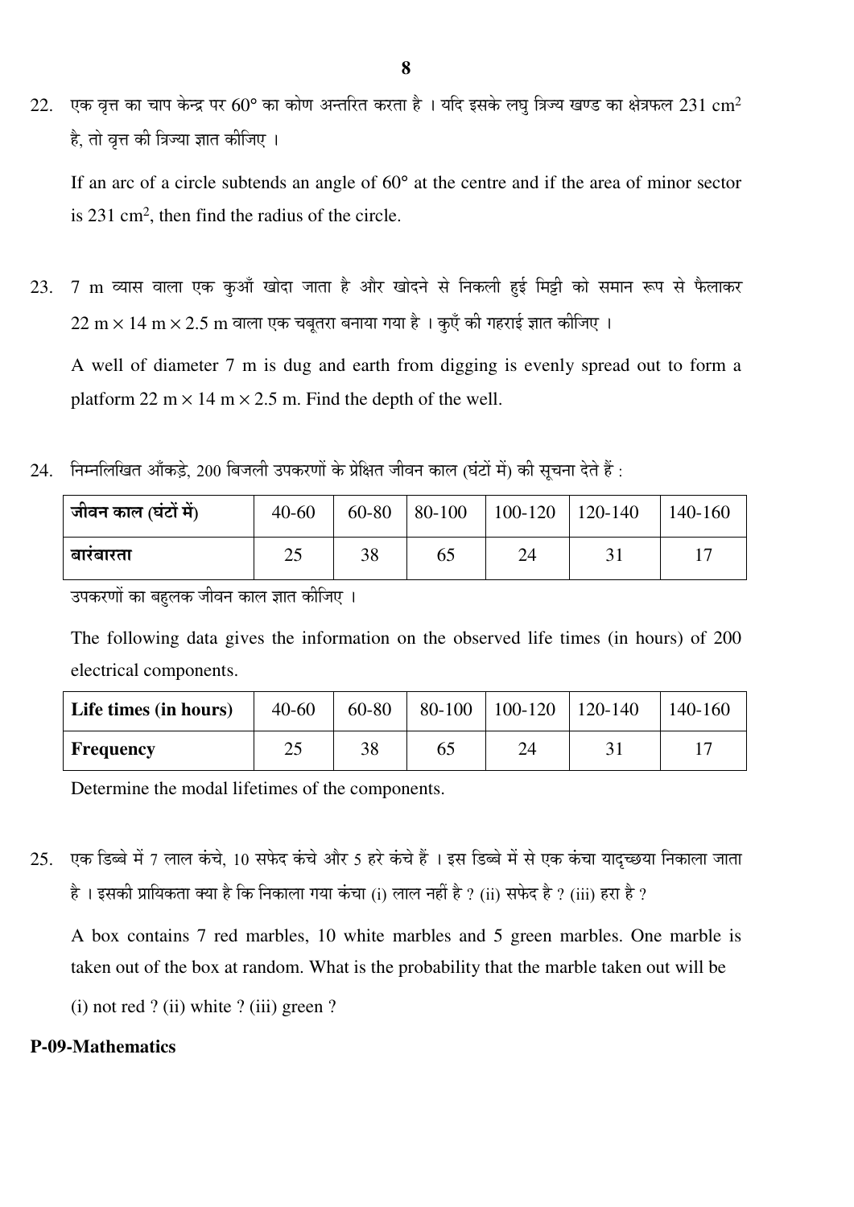22. एक वृत्त का चाप केन्द्र पर $60°$ का कोण अन्तरित करता है । यदि इसके लघु त्रिज्य खण्ड का क्षेत्रफल $231 \text{ cm}^2$ है, तो वृत्त की त्रिज्या ज्ञात कीजिए ।

If an arc of a circle subtends an angle of $60°$ at the centre and if the area of minor sector is $231 \text{ cm}^2$, then find the radius of the circle.

23. 7 m व्यास वाला एक कुआँ खोदा जाता है और खोदने से निकली हुई मिट्टी को समान रूप से फैलाकर $22 \text{ m} \times 14 \text{ m} \times 2.5 \text{ m}$ वाला एक चबूतरा बनाया गया है । कुएँ की गहराई ज्ञात कीजिए ।

A well of diameter 7 m is dug and earth from digging is evenly spread out to form a platform $22 \text{ m} \times 14 \text{ m} \times 2.5 \text{ m}$. Find the depth of the well.

24. निम्नलिखित आँकड़े, 200 बिजली उपकरणों के प्रेक्षित जीवन काल (घंटों में) की सूचना देते हैं :

| **जीवन काल (घंटों में)** | 40-60 | 60-80 | 80-100 | 100-120 | 120-140 | 140-160 |
|---|---|---|---|---|---|---|
| **बारंबारता** | 25 | 38 | 65 | 24 | 31 | 17 |

उपकरणों का बहुलक जीवन काल ज्ञात कीजिए ।

The following data gives the information on the observed life times (in hours) of 200 electrical components.

| **Life times (in hours)** | 40-60 | 60-80 | 80-100 | 100-120 | 120-140 | 140-160 |
|---|---|---|---|---|---|---|
| **Frequency** | 25 | 38 | 65 | 24 | 31 | 17 |

Determine the modal lifetimes of the components.

25. एक डिब्बे में 7 लाल कंचे, 10 सफेद कंचे और 5 हरे कंचे हैं । इस डिब्बे में से एक कंचा यादृच्छया निकाला जाता है । इसकी प्रायिकता क्या है कि निकाला गया कंचा (i) लाल नहीं है ? (ii) सफेद है ? (iii) हरा है ?

A box contains 7 red marbles, 10 white marbles and 5 green marbles. One marble is taken out of the box at random. What is the probability that the marble taken out will be

(i) not red ? (ii) white ? (iii) green ?

**P-09-Mathematics**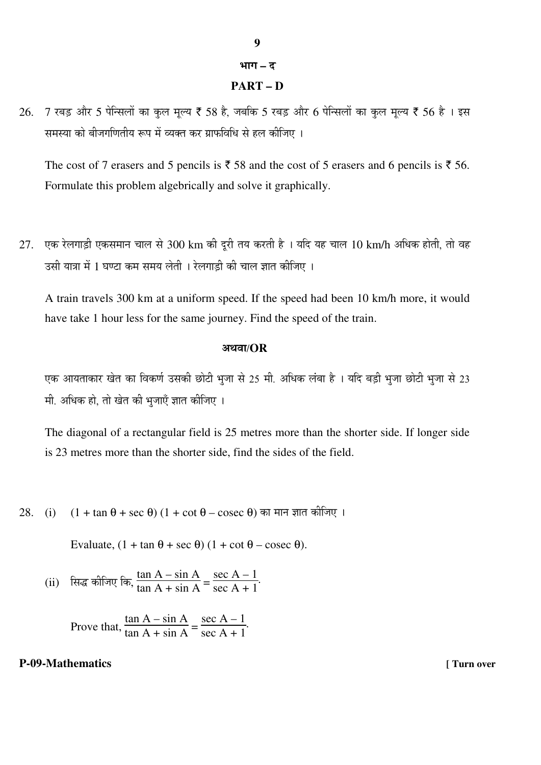## भाग – द

## PART – D

26. 7 रबड़ और 5 पेन्सिलों का कुल मूल्य ₹ 58 है, जबकि 5 रबड़ और 6 पेन्सिलों का कुल मूल्य ₹ 56 है । इस समस्या को बीजगणितीय रूप में व्यक्त कर ग्राफविधि से हल कीजिए ।

    The cost of 7 erasers and 5 pencils is ₹ 58 and the cost of 5 erasers and 6 pencils is ₹ 56. Formulate this problem algebrically and solve it graphically.

27. एक रेलगाड़ी एकसमान चाल से 300 km की दूरी तय करती है । यदि यह चाल 10 km/h अधिक होती, तो वह उसी यात्रा में 1 घण्टा कम समय लेती । रेलगाड़ी की चाल ज्ञात कीजिए ।

    A train travels 300 km at a uniform speed. If the speed had been 10 km/h more, it would have take 1 hour less for the same journey. Find the speed of the train.

**अथवा/OR**

एक आयताकार खेत का विकर्ण उसकी छोटी भुजा से 25 मी. अधिक लंबा है । यदि बड़ी भुजा छोटी भुजा से 23 मी. अधिक हो, तो खेत की भुजाएँ ज्ञात कीजिए ।

The diagonal of a rectangular field is 25 metres more than the shorter side. If longer side is 23 metres more than the shorter side, find the sides of the field.

28. (i) $(1 + \tan\theta + \sec\theta)(1 + \cot\theta - \operatorname{cosec}\theta)$ का मान ज्ञात कीजिए ।

    Evaluate, $(1 + \tan\theta + \sec\theta)(1 + \cot\theta - \operatorname{cosec}\theta)$.

    (ii) सिद्ध कीजिए कि, $\dfrac{\tan A - \sin A}{\tan A + \sin A} = \dfrac{\sec A - 1}{\sec A + 1}$.

    Prove that, $\dfrac{\tan A - \sin A}{\tan A + \sin A} = \dfrac{\sec A - 1}{\sec A + 1}$.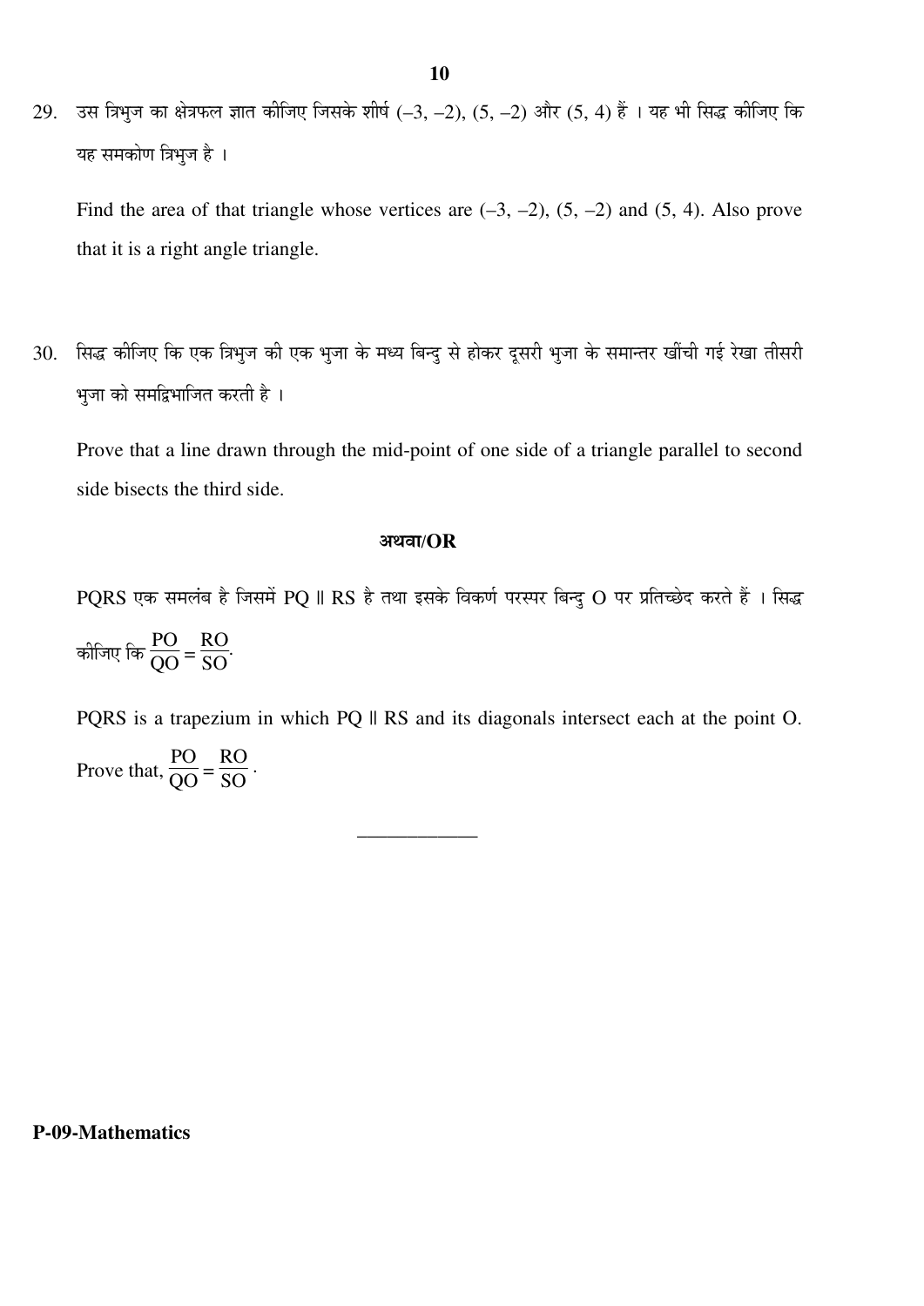29. उस त्रिभुज का क्षेत्रफल ज्ञात कीजिए जिसके शीर्ष $(-3, -2)$, $(5, -2)$ और $(5, 4)$ हैं । यह भी सिद्ध कीजिए कि यह समकोण त्रिभुज है ।

Find the area of that triangle whose vertices are $(-3, -2)$, $(5, -2)$ and $(5, 4)$. Also prove that it is a right angle triangle.

30. सिद्ध कीजिए कि एक त्रिभुज की एक भुजा के मध्य बिन्दु से होकर दूसरी भुजा के समान्तर खींची गई रेखा तीसरी भुजा को समद्विभाजित करती है ।

Prove that a line drawn through the mid-point of one side of a triangle parallel to second side bisects the third side.

**अथवा/OR**

PQRS एक समलंब है जिसमें PQ ∥ RS है तथा इसके विकर्ण परस्पर बिन्दु O पर प्रतिच्छेद करते हैं । सिद्ध कीजिए कि $\frac{PO}{QO} = \frac{RO}{SO}$.

PQRS is a trapezium in which PQ ∥ RS and its diagonals intersect each at the point O. Prove that, $\frac{PO}{QO} = \frac{RO}{SO}$.

___________

**P-09-Mathematics**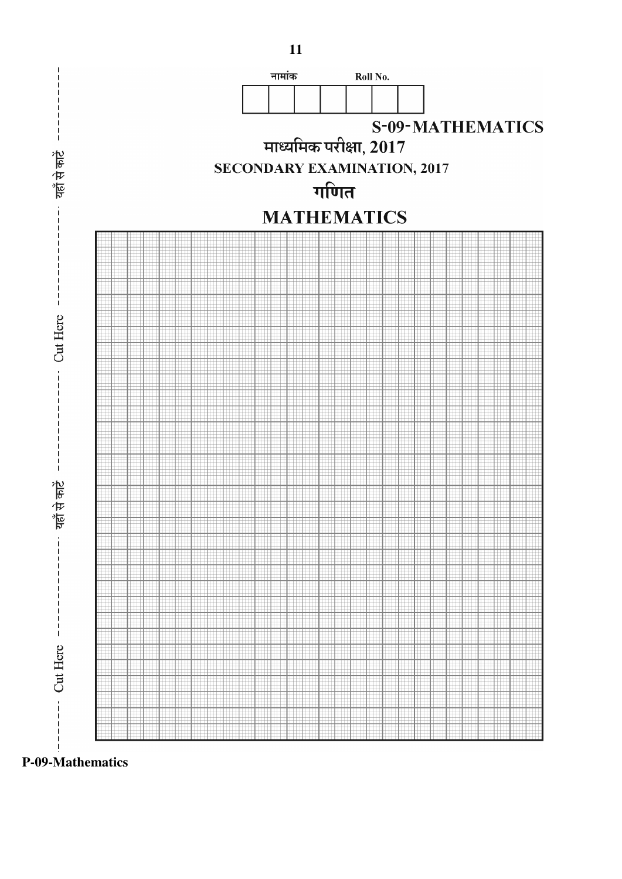नामांक Roll No.

| | | | | | | |
|---|---|---|---|---|---|---|
| | | | | | | |

**S-09-MATHEMATICS**

## माध्यमिक परीक्षा, 2017

## SECONDARY EXAMINATION, 2017

# गणित

# MATHEMATICS

यहाँ से काटें ---- Cut Here ---- यहाँ से काटें ---- Cut Here

**P-09-Mathematics**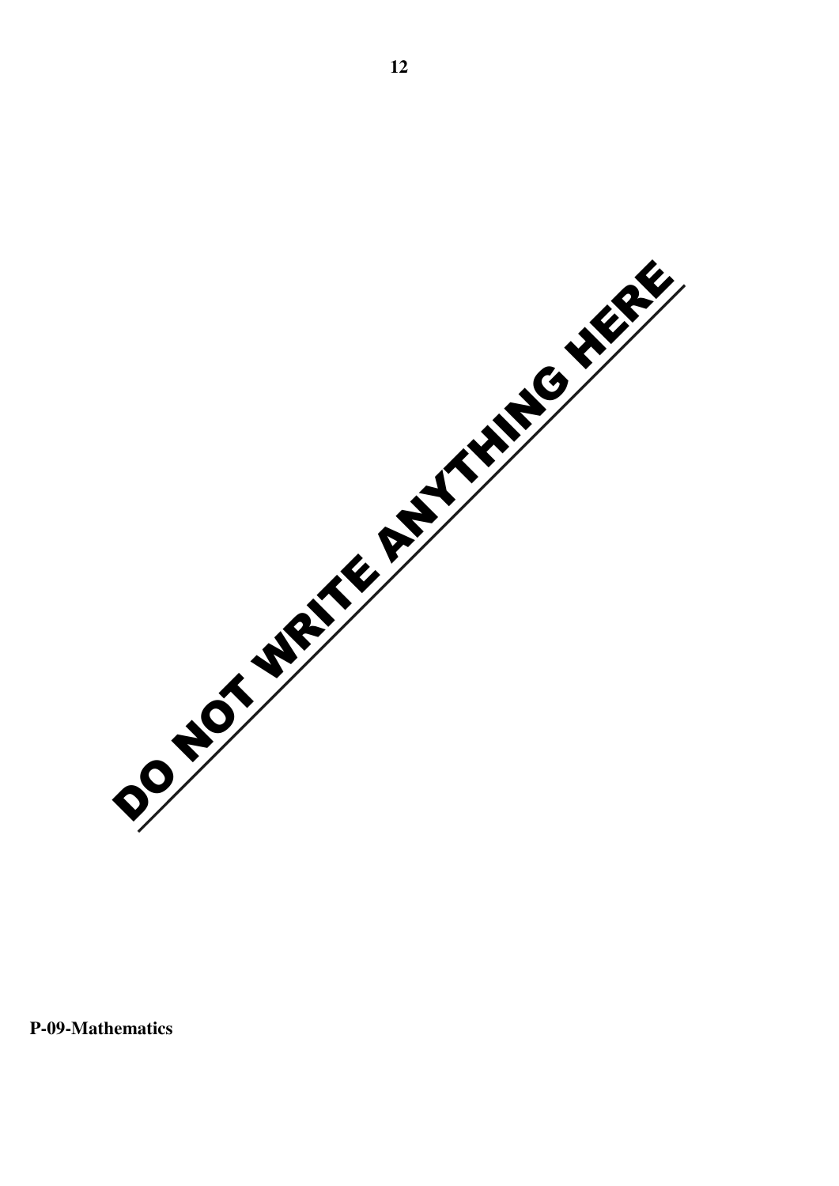DO NOT WRITE ANYTHING HERE